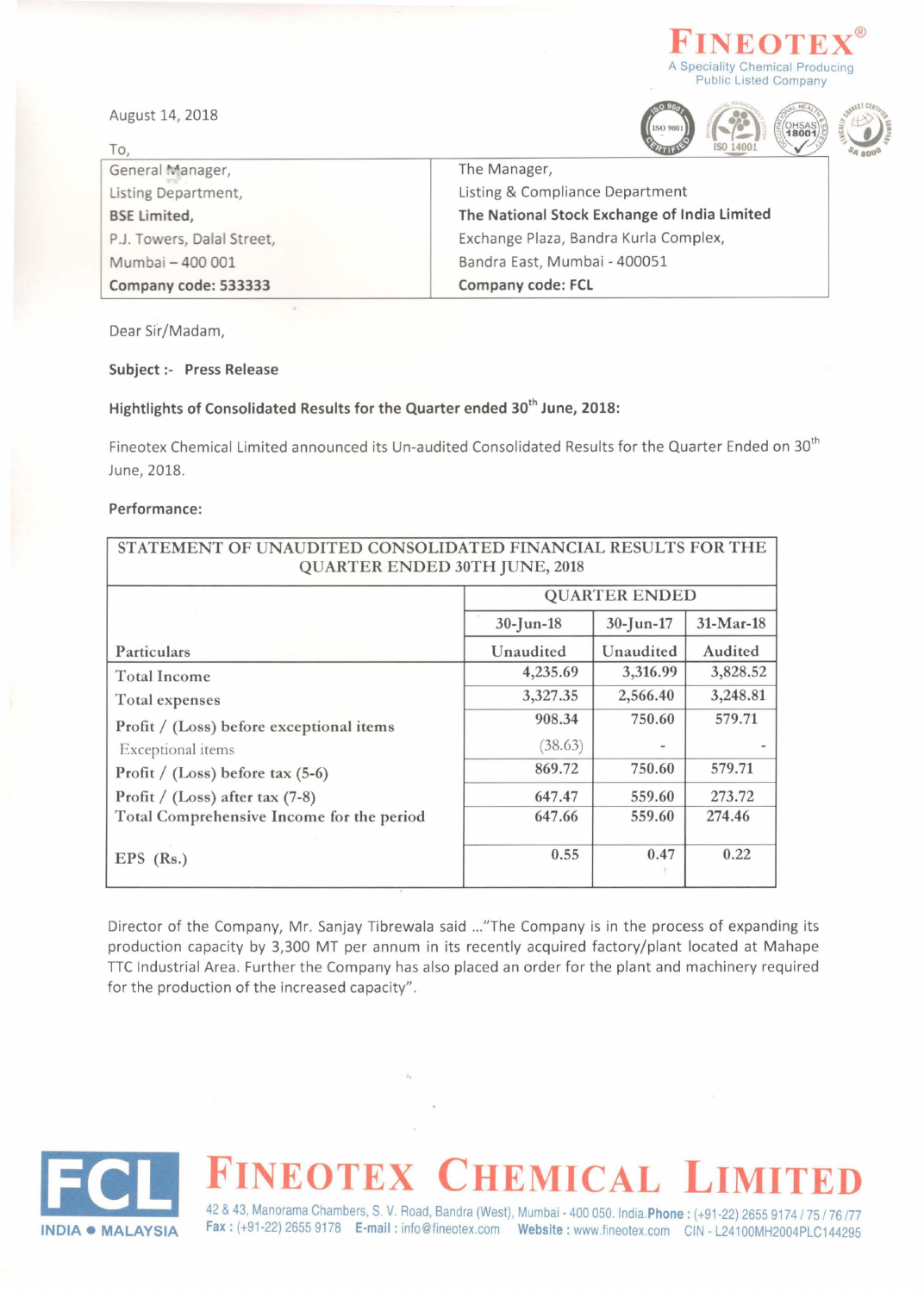FINEOTEX®
A Speciality Chemical Producing Public Listed Company

August 14, 2018

To,

| General Manager, Listing Department, **BSE Limited,** P.J. Towers, Dalal Street, Mumbai – 400 001 **Company code: 533333** | The Manager, Listing & Compliance Department **The National Stock Exchange of India Limited** Exchange Plaza, Bandra Kurla Complex, Bandra East, Mumbai - 400051 **Company code: FCL** |
|---|---|

Dear Sir/Madam,

**Subject :- Press Release**

**Hightlights of Consolidated Results for the Quarter ended 30th June, 2018:**

Fineotex Chemical Limited announced its Un-audited Consolidated Results for the Quarter Ended on 30th June, 2018.

**Performance:**

| STATEMENT OF UNAUDITED CONSOLIDATED FINANCIAL RESULTS FOR THE QUARTER ENDED 30TH JUNE, 2018 | | | |
|---|---|---|---|
| | QUARTER ENDED | | |
| | 30-Jun-18 | 30-Jun-17 | 31-Mar-18 |
| Particulars | Unaudited | Unaudited | Audited |
| Total Income | 4,235.69 | 3,316.99 | 3,828.52 |
| Total expenses | 3,327.35 | 2,566.40 | 3,248.81 |
| Profit / (Loss) before exceptional items | 908.34 | 750.60 | 579.71 |
| Exceptional items | (38.63) | - | - |
| Profit / (Loss) before tax (5-6) | 869.72 | 750.60 | 579.71 |
| Profit / (Loss) after tax (7-8) | 647.47 | 559.60 | 273.72 |
| Total Comprehensive Income for the period | 647.66 | 559.60 | 274.46 |
| EPS (Rs.) | 0.55 | 0.47 | 0.22 |

Director of the Company, Mr. Sanjay Tibrewala said ..."The Company is in the process of expanding its production capacity by 3,300 MT per annum in its recently acquired factory/plant located at Mahape TTC Industrial Area. Further the Company has also placed an order for the plant and machinery required for the production of the increased capacity".

**FINEOTEX CHEMICAL LIMITED**

FCL INDIA • MALAYSIA

42 & 43, Manorama Chambers, S. V. Road, Bandra (West), Mumbai - 400 050. India. **Phone :** (+91-22) 2655 9174 / 75 / 76 /77 **Fax :** (+91-22) 2655 9178 **E-mail :** info@fineotex.com **Website :** www.fineotex.com CIN - L24100MH2004PLC144295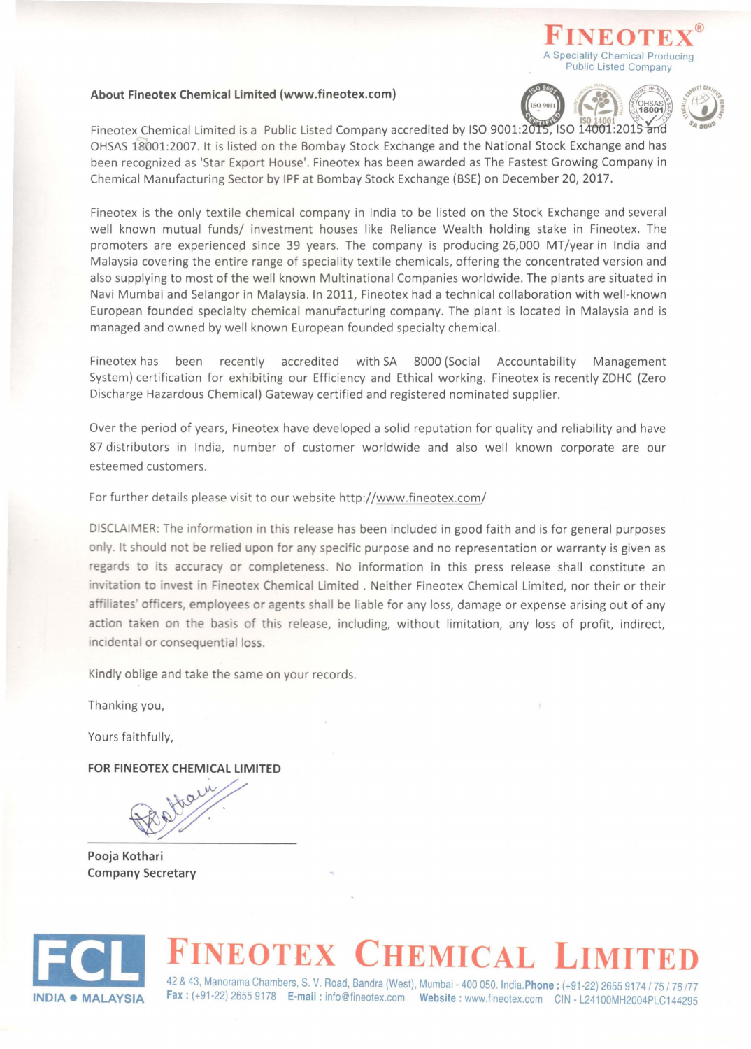**FINEOTEX®**
A Speciality Chemical Producing Public Listed Company

**About Fineotex Chemical Limited (www.fineotex.com)**

Fineotex Chemical Limited is a Public Listed Company accredited by ISO 9001:2015, ISO 14001:2015 and OHSAS 18001:2007. It is listed on the Bombay Stock Exchange and the National Stock Exchange and has been recognized as 'Star Export House'. Fineotex has been awarded as The Fastest Growing Company in Chemical Manufacturing Sector by IPF at Bombay Stock Exchange (BSE) on December 20, 2017.

Fineotex is the only textile chemical company in India to be listed on the Stock Exchange and several well known mutual funds/ investment houses like Reliance Wealth holding stake in Fineotex. The promoters are experienced since 39 years. The company is producing 26,000 MT/year in India and Malaysia covering the entire range of speciality textile chemicals, offering the concentrated version and also supplying to most of the well known Multinational Companies worldwide. The plants are situated in Navi Mumbai and Selangor in Malaysia. In 2011, Fineotex had a technical collaboration with well-known European founded specialty chemical manufacturing company. The plant is located in Malaysia and is managed and owned by well known European founded specialty chemical.

Fineotex has been recently accredited with SA 8000 (Social Accountability Management System) certification for exhibiting our Efficiency and Ethical working. Fineotex is recently ZDHC (Zero Discharge Hazardous Chemical) Gateway certified and registered nominated supplier.

Over the period of years, Fineotex have developed a solid reputation for quality and reliability and have 87 distributors in India, number of customer worldwide and also well known corporate are our esteemed customers.

For further details please visit to our website http://www.fineotex.com/

DISCLAIMER: The information in this release has been included in good faith and is for general purposes only. It should not be relied upon for any specific purpose and no representation or warranty is given as regards to its accuracy or completeness. No information in this press release shall constitute an invitation to invest in Fineotex Chemical Limited . Neither Fineotex Chemical Limited, nor their or their affiliates' officers, employees or agents shall be liable for any loss, damage or expense arising out of any action taken on the basis of this release, including, without limitation, any loss of profit, indirect, incidental or consequential loss.

Kindly oblige and take the same on your records.

Thanking you,

Yours faithfully,

**FOR FINEOTEX CHEMICAL LIMITED**

**Pooja Kothari**
**Company Secretary**

FCL INDIA • MALAYSIA

**FINEOTEX CHEMICAL LIMITED**

42 & 43, Manorama Chambers, S. V. Road, Bandra (West), Mumbai - 400 050. India. **Phone :** (+91-22) 2655 9174 / 75 / 76 /77
**Fax :** (+91-22) 2655 9178 **E-mail :** info@fineotex.com **Website :** www.fineotex.com CIN - L24100MH2004PLC144295